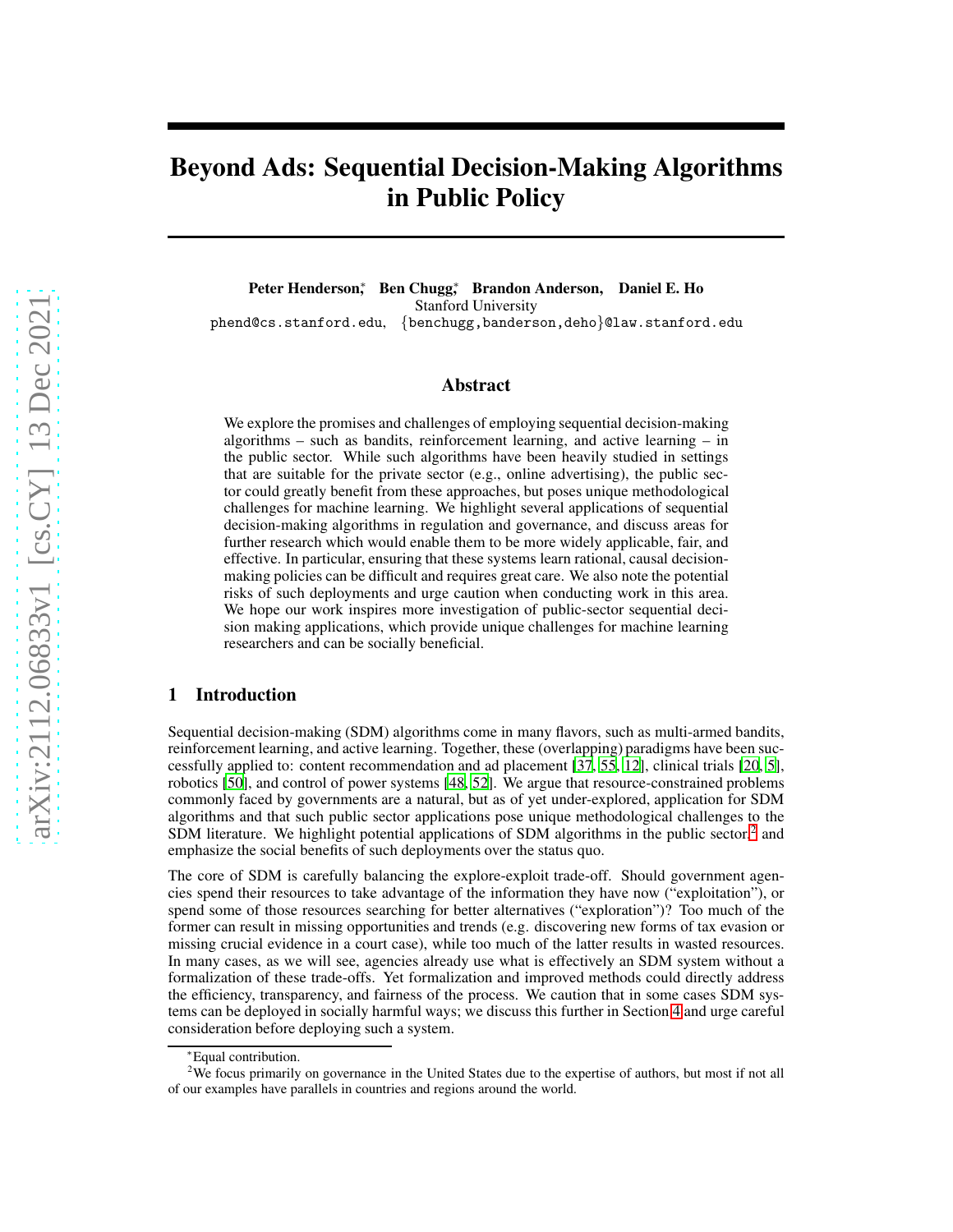# Beyond Ads: Sequential Decision-Making Algorithms in Public Policy

**Peter Henderson,\* Ben Chugg,\* Brandon Anderson, Daniel E. Ho**
Stanford University
phend@cs.stanford.edu, {benchugg,banderson,deho}@law.stanford.edu

## Abstract

We explore the promises and challenges of employing sequential decision-making algorithms – such as bandits, reinforcement learning, and active learning – in the public sector. While such algorithms have been heavily studied in settings that are suitable for the private sector (e.g., online advertising), the public sector could greatly benefit from these approaches, but poses unique methodological challenges for machine learning. We highlight several applications of sequential decision-making algorithms in regulation and governance, and discuss areas for further research which would enable them to be more widely applicable, fair, and effective. In particular, ensuring that these systems learn rational, causal decision-making policies can be difficult and requires great care. We also note the potential risks of such deployments and urge caution when conducting work in this area. We hope our work inspires more investigation of public-sector sequential decision making applications, which provide unique challenges for machine learning researchers and can be socially beneficial.

## 1 Introduction

Sequential decision-making (SDM) algorithms come in many flavors, such as multi-armed bandits, reinforcement learning, and active learning. Together, these (overlapping) paradigms have been successfully applied to: content recommendation and ad placement [37, 55, 12], clinical trials [20, 5], robotics [50], and control of power systems [48, 52]. We argue that resource-constrained problems commonly faced by governments are a natural, but as of yet under-explored, application for SDM algorithms and that such public sector applications pose unique methodological challenges to the SDM literature. We highlight potential applications of SDM algorithms in the public sector,[2] and emphasize the social benefits of such deployments over the status quo.

The core of SDM is carefully balancing the explore-exploit trade-off. Should government agencies spend their resources to take advantage of the information they have now ("exploitation"), or spend some of those resources searching for better alternatives ("exploration")? Too much of the former can result in missing opportunities and trends (e.g. discovering new forms of tax evasion or missing crucial evidence in a court case), while too much of the latter results in wasted resources. In many cases, as we will see, agencies already use what is effectively an SDM system without a formalization of these trade-offs. Yet formalization and improved methods could directly address the efficiency, transparency, and fairness of the process. We caution that in some cases SDM systems can be deployed in socially harmful ways; we discuss this further in Section 4 and urge careful consideration before deploying such a system.

\*Equal contribution.

[2]We focus primarily on governance in the United States due to the expertise of authors, but most if not all of our examples have parallels in countries and regions around the world.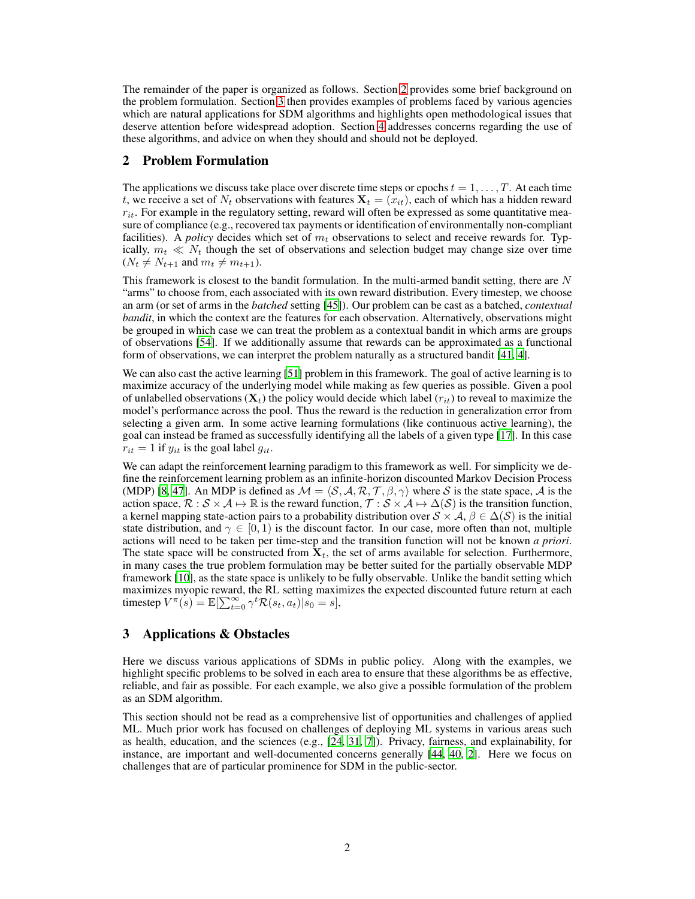The remainder of the paper is organized as follows. Section 2 provides some brief background on the problem formulation. Section 3 then provides examples of problems faced by various agencies which are natural applications for SDM algorithms and highlights open methodological issues that deserve attention before widespread adoption. Section 4 addresses concerns regarding the use of these algorithms, and advice on when they should and should not be deployed.

## 2 Problem Formulation

The applications we discuss take place over discrete time steps or epochs $t = 1, \ldots, T$. At each time $t$, we receive a set of $N_t$ observations with features $\mathbf{X}_t = (x_{it})$, each of which has a hidden reward $r_{it}$. For example in the regulatory setting, reward will often be expressed as some quantitative measure of compliance (e.g., recovered tax payments or identification of environmentally non-compliant facilities). A *policy* decides which set of $m_t$ observations to select and receive rewards for. Typically, $m_t \ll N_t$ though the set of observations and selection budget may change size over time ($N_t \neq N_{t+1}$ and $m_t \neq m_{t+1}$).

This framework is closest to the bandit formulation. In the multi-armed bandit setting, there are $N$ "arms" to choose from, each associated with its own reward distribution. Every timestep, we choose an arm (or set of arms in the *batched* setting [45]). Our problem can be cast as a batched, *contextual bandit*, in which the context are the features for each observation. Alternatively, observations might be grouped in which case we can treat the problem as a contextual bandit in which arms are groups of observations [54]. If we additionally assume that rewards can be approximated as a functional form of observations, we can interpret the problem naturally as a structured bandit [41, 4].

We can also cast the active learning [51] problem in this framework. The goal of active learning is to maximize accuracy of the underlying model while making as few queries as possible. Given a pool of unlabelled observations ($\mathbf{X}_t$) the policy would decide which label ($r_{it}$) to reveal to maximize the model's performance across the pool. Thus the reward is the reduction in generalization error from selecting a given arm. In some active learning formulations (like continuous active learning), the goal can instead be framed as successfully identifying all the labels of a given type [17]. In this case $r_{it} = 1$ if $y_{it}$ is the goal label $g_{it}$.

We can adapt the reinforcement learning paradigm to this framework as well. For simplicity we define the reinforcement learning problem as an infinite-horizon discounted Markov Decision Process (MDP) [8, 47]. An MDP is defined as $\mathcal{M} = \langle \mathcal{S}, \mathcal{A}, \mathcal{R}, \mathcal{T}, \beta, \gamma \rangle$ where $\mathcal{S}$ is the state space, $\mathcal{A}$ is the action space, $\mathcal{R} : \mathcal{S} \times \mathcal{A} \mapsto \mathbb{R}$ is the reward function, $\mathcal{T} : \mathcal{S} \times \mathcal{A} \mapsto \Delta(\mathcal{S})$ is the transition function, a kernel mapping state-action pairs to a probability distribution over $\mathcal{S} \times \mathcal{A}$, $\beta \in \Delta(\mathcal{S})$ is the initial state distribution, and $\gamma \in [0, 1)$ is the discount factor. In our case, more often than not, multiple actions will need to be taken per time-step and the transition function will not be known *a priori*. The state space will be constructed from $\mathbf{X}_t$, the set of arms available for selection. Furthermore, in many cases the true problem formulation may be better suited for the partially observable MDP framework [10], as the state space is unlikely to be fully observable. Unlike the bandit setting which maximizes myopic reward, the RL setting maximizes the expected discounted future return at each timestep $V^\pi(s) = \mathbb{E}[\sum_{t=0}^{\infty} \gamma^t \mathcal{R}(s_t, a_t) | s_0 = s]$,

## 3 Applications & Obstacles

Here we discuss various applications of SDMs in public policy. Along with the examples, we highlight specific problems to be solved in each area to ensure that these algorithms be as effective, reliable, and fair as possible. For each example, we also give a possible formulation of the problem as an SDM algorithm.

This section should not be read as a comprehensive list of opportunities and challenges of applied ML. Much prior work has focused on challenges of deploying ML systems in various areas such as health, education, and the sciences (e.g., [24, 31, 7]). Privacy, fairness, and explainability, for instance, are important and well-documented concerns generally [44, 40, 2]. Here we focus on challenges that are of particular prominence for SDM in the public-sector.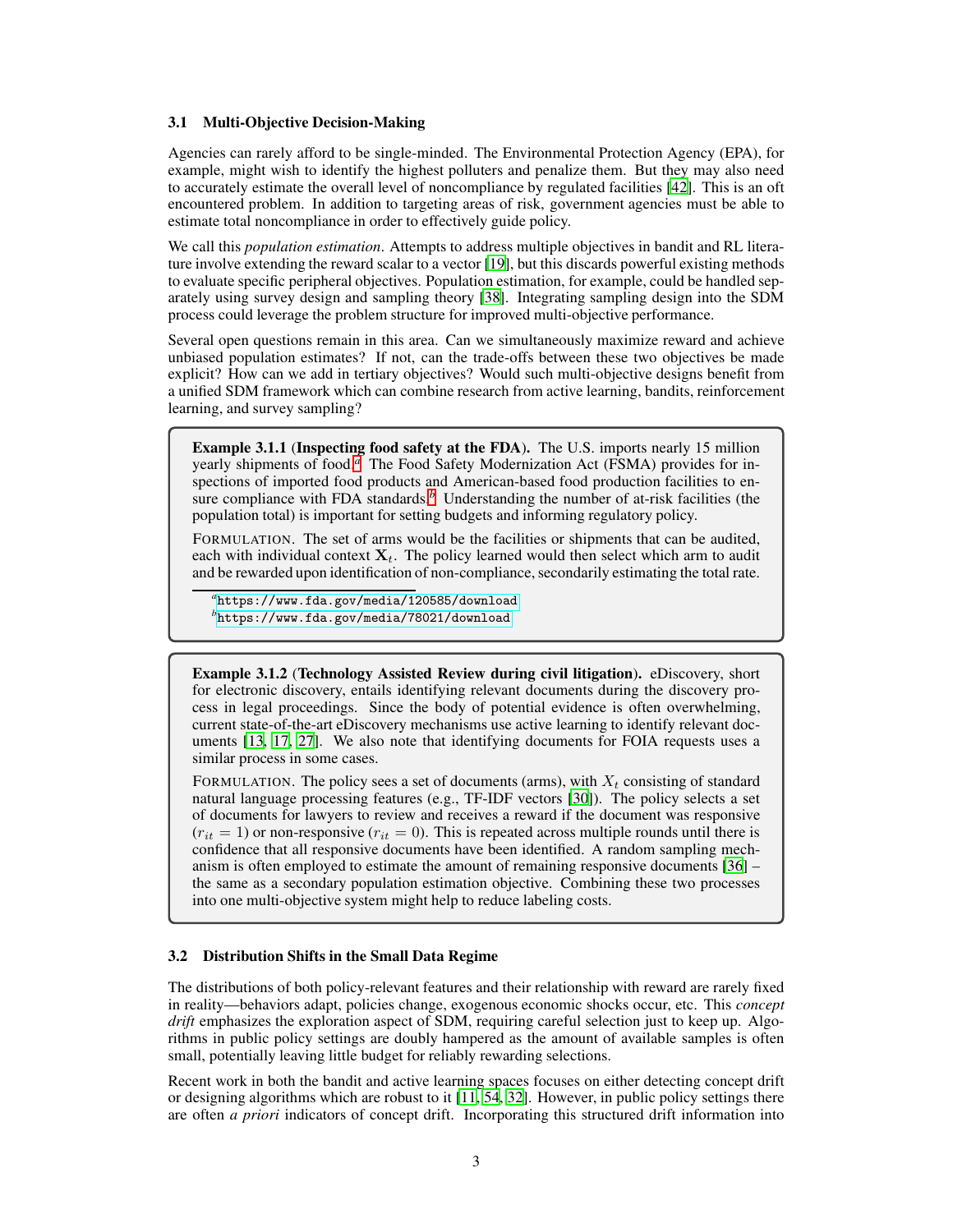### 3.1 Multi-Objective Decision-Making

Agencies can rarely afford to be single-minded. The Environmental Protection Agency (EPA), for example, might wish to identify the highest polluters and penalize them. But they may also need to accurately estimate the overall level of noncompliance by regulated facilities [42]. This is an oft encountered problem. In addition to targeting areas of risk, government agencies must be able to estimate total noncompliance in order to effectively guide policy.

We call this *population estimation*. Attempts to address multiple objectives in bandit and RL literature involve extending the reward scalar to a vector [19], but this discards powerful existing methods to evaluate specific peripheral objectives. Population estimation, for example, could be handled separately using survey design and sampling theory [38]. Integrating sampling design into the SDM process could leverage the problem structure for improved multi-objective performance.

Several open questions remain in this area. Can we simultaneously maximize reward and achieve unbiased population estimates? If not, can the trade-offs between these two objectives be made explicit? How can we add in tertiary objectives? Would such multi-objective designs benefit from a unified SDM framework which can combine research from active learning, bandits, reinforcement learning, and survey sampling?

> **Example 3.1.1** (**Inspecting food safety at the FDA**). The U.S. imports nearly 15 million yearly shipments of food.[a] The Food Safety Modernization Act (FSMA) provides for inspections of imported food products and American-based food production facilities to ensure compliance with FDA standards.[b] Understanding the number of at-risk facilities (the population total) is important for setting budgets and informing regulatory policy.
>
> FORMULATION. The set of arms would be the facilities or shipments that can be audited, each with individual context $\mathbf{X}_t$. The policy learned would then select which arm to audit and be rewarded upon identification of non-compliance, secondarily estimating the total rate.
>
> [a] https://www.fda.gov/media/120585/download
> [b] https://www.fda.gov/media/78021/download

> **Example 3.1.2** (**Technology Assisted Review during civil litigation**). eDiscovery, short for electronic discovery, entails identifying relevant documents during the discovery process in legal proceedings. Since the body of potential evidence is often overwhelming, current state-of-the-art eDiscovery mechanisms use active learning to identify relevant documents [13, 17, 27]. We also note that identifying documents for FOIA requests uses a similar process in some cases.
>
> FORMULATION. The policy sees a set of documents (arms), with $X_t$ consisting of standard natural language processing features (e.g., TF-IDF vectors [30]). The policy selects a set of documents for lawyers to review and receives a reward if the document was responsive ($r_{it} = 1$) or non-responsive ($r_{it} = 0$). This is repeated across multiple rounds until there is confidence that all responsive documents have been identified. A random sampling mechanism is often employed to estimate the amount of remaining responsive documents [36] – the same as a secondary population estimation objective. Combining these two processes into one multi-objective system might help to reduce labeling costs.

### 3.2 Distribution Shifts in the Small Data Regime

The distributions of both policy-relevant features and their relationship with reward are rarely fixed in reality—behaviors adapt, policies change, exogenous economic shocks occur, etc. This *concept drift* emphasizes the exploration aspect of SDM, requiring careful selection just to keep up. Algorithms in public policy settings are doubly hampered as the amount of available samples is often small, potentially leaving little budget for reliably rewarding selections.

Recent work in both the bandit and active learning spaces focuses on either detecting concept drift or designing algorithms which are robust to it [11, 54, 32]. However, in public policy settings there are often *a priori* indicators of concept drift. Incorporating this structured drift information into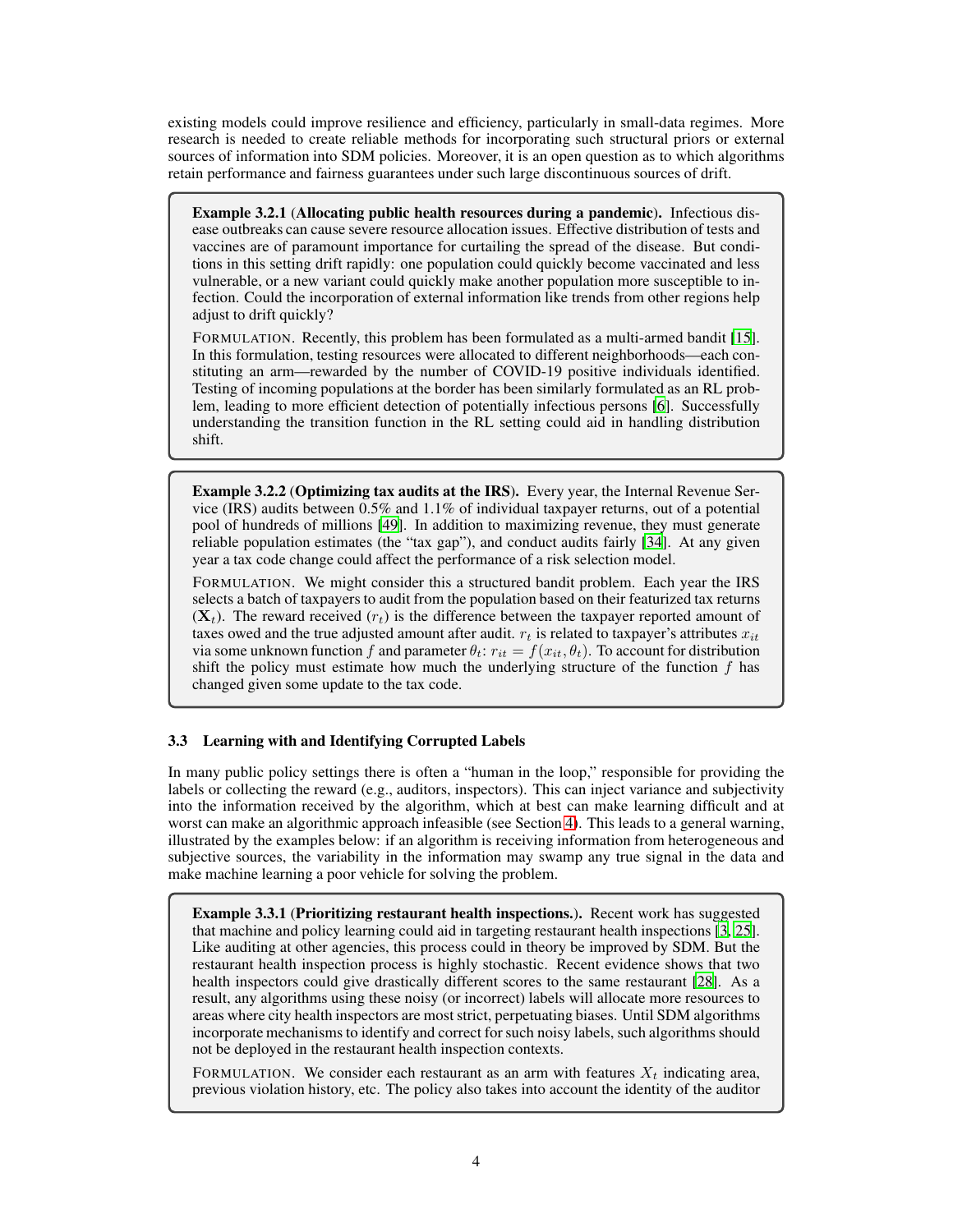existing models could improve resilience and efficiency, particularly in small-data regimes. More research is needed to create reliable methods for incorporating such structural priors or external sources of information into SDM policies. Moreover, it is an open question as to which algorithms retain performance and fairness guarantees under such large discontinuous sources of drift.

> **Example 3.2.1** (**Allocating public health resources during a pandemic**). Infectious disease outbreaks can cause severe resource allocation issues. Effective distribution of tests and vaccines are of paramount importance for curtailing the spread of the disease. But conditions in this setting drift rapidly: one population could quickly become vaccinated and less vulnerable, or a new variant could quickly make another population more susceptible to infection. Could the incorporation of external information like trends from other regions help adjust to drift quickly?
>
> FORMULATION. Recently, this problem has been formulated as a multi-armed bandit [15]. In this formulation, testing resources were allocated to different neighborhoods—each constituting an arm—rewarded by the number of COVID-19 positive individuals identified. Testing of incoming populations at the border has been similarly formulated as an RL problem, leading to more efficient detection of potentially infectious persons [6]. Successfully understanding the transition function in the RL setting could aid in handling distribution shift.

> **Example 3.2.2** (**Optimizing tax audits at the IRS**). Every year, the Internal Revenue Service (IRS) audits between 0.5% and 1.1% of individual taxpayer returns, out of a potential pool of hundreds of millions [49]. In addition to maximizing revenue, they must generate reliable population estimates (the "tax gap"), and conduct audits fairly [34]. At any given year a tax code change could affect the performance of a risk selection model.
>
> FORMULATION. We might consider this a structured bandit problem. Each year the IRS selects a batch of taxpayers to audit from the population based on their featurized tax returns ($\mathbf{X}_t$). The reward received ($r_t$) is the difference between the taxpayer reported amount of taxes owed and the true adjusted amount after audit. $r_t$ is related to taxpayer's attributes $x_{it}$ via some unknown function $f$ and parameter $\theta_t$: $r_{it} = f(x_{it}, \theta_t)$. To account for distribution shift the policy must estimate how much the underlying structure of the function $f$ has changed given some update to the tax code.

### 3.3 Learning with and Identifying Corrupted Labels

In many public policy settings there is often a "human in the loop," responsible for providing the labels or collecting the reward (e.g., auditors, inspectors). This can inject variance and subjectivity into the information received by the algorithm, which at best can make learning difficult and at worst can make an algorithmic approach infeasible (see Section 4). This leads to a general warning, illustrated by the examples below: if an algorithm is receiving information from heterogeneous and subjective sources, the variability in the information may swamp any true signal in the data and make machine learning a poor vehicle for solving the problem.

> **Example 3.3.1** (**Prioritizing restaurant health inspections.**). Recent work has suggested that machine and policy learning could aid in targeting restaurant health inspections [3, 25]. Like auditing at other agencies, this process could in theory be improved by SDM. But the restaurant health inspection process is highly stochastic. Recent evidence shows that two health inspectors could give drastically different scores to the same restaurant [28]. As a result, any algorithms using these noisy (or incorrect) labels will allocate more resources to areas where city health inspectors are most strict, perpetuating biases. Until SDM algorithms incorporate mechanisms to identify and correct for such noisy labels, such algorithms should not be deployed in the restaurant health inspection contexts.
>
> FORMULATION. We consider each restaurant as an arm with features $X_t$ indicating area, previous violation history, etc. The policy also takes into account the identity of the auditor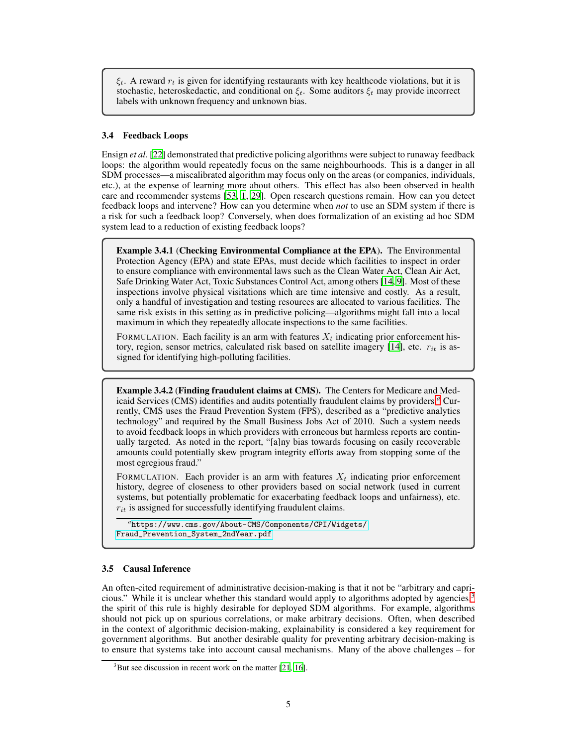$\xi_t$. A reward $r_t$ is given for identifying restaurants with key healthcode violations, but it is stochastic, heteroskedactic, and conditional on $\xi_t$. Some auditors $\xi_t$ may provide incorrect labels with unknown frequency and unknown bias.

### 3.4 Feedback Loops

Ensign *et al.* [22] demonstrated that predictive policing algorithms were subject to runaway feedback loops: the algorithm would repeatedly focus on the same neighbourhoods. This is a danger in all SDM processes—a miscalibrated algorithm may focus only on the areas (or companies, individuals, etc.), at the expense of learning more about others. This effect has also been observed in health care and recommender systems [53, 1, 29]. Open research questions remain. How can you detect feedback loops and intervene? How can you determine when *not* to use an SDM system if there is a risk for such a feedback loop? Conversely, when does formalization of an existing ad hoc SDM system lead to a reduction of existing feedback loops?

**Example 3.4.1** (**Checking Environmental Compliance at the EPA**). The Environmental Protection Agency (EPA) and state EPAs, must decide which facilities to inspect in order to ensure compliance with environmental laws such as the Clean Water Act, Clean Air Act, Safe Drinking Water Act, Toxic Substances Control Act, among others [14, 9]. Most of these inspections involve physical visitations which are time intensive and costly. As a result, only a handful of investigation and testing resources are allocated to various facilities. The same risk exists in this setting as in predictive policing—algorithms might fall into a local maximum in which they repeatedly allocate inspections to the same facilities.

FORMULATION. Each facility is an arm with features $X_t$ indicating prior enforcement history, region, sensor metrics, calculated risk based on satellite imagery [14], etc. $r_{it}$ is assigned for identifying high-polluting facilities.

**Example 3.4.2** (**Finding fraudulent claims at CMS**). The Centers for Medicare and Medicaid Services (CMS) identifies and audits potentially fraudulent claims by providers.[a] Currently, CMS uses the Fraud Prevention System (FPS), described as a "predictive analytics technology" and required by the Small Business Jobs Act of 2010. Such a system needs to avoid feedback loops in which providers with erroneous but harmless reports are continually targeted. As noted in the report, "[a]ny bias towards focusing on easily recoverable amounts could potentially skew program integrity efforts away from stopping some of the most egregious fraud."

FORMULATION. Each provider is an arm with features $X_t$ indicating prior enforcement history, degree of closeness to other providers based on social network (used in current systems, but potentially problematic for exacerbating feedback loops and unfairness), etc. $r_{it}$ is assigned for successfully identifying fraudulent claims.

[a] https://www.cms.gov/About-CMS/Components/CPI/Widgets/Fraud_Prevention_System_2ndYear.pdf

### 3.5 Causal Inference

An often-cited requirement of administrative decision-making is that it not be "arbitrary and capricious." While it is unclear whether this standard would apply to algorithms adopted by agencies,[3] the spirit of this rule is highly desirable for deployed SDM algorithms. For example, algorithms should not pick up on spurious correlations, or make arbitrary decisions. Often, when described in the context of algorithmic decision-making, explainability is considered a key requirement for government algorithms. But another desirable quality for preventing arbitrary decision-making is to ensure that systems take into account causal mechanisms. Many of the above challenges – for

[3] But see discussion in recent work on the matter [21, 16].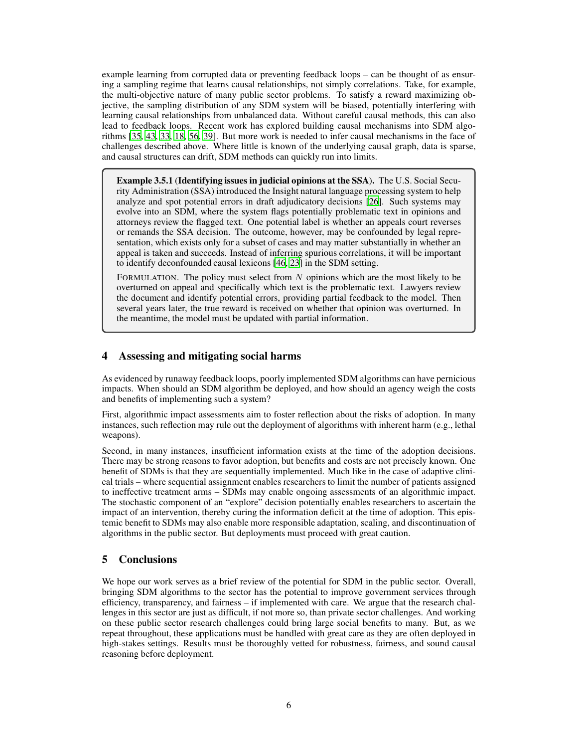example learning from corrupted data or preventing feedback loops – can be thought of as ensuring a sampling regime that learns causal relationships, not simply correlations. Take, for example, the multi-objective nature of many public sector problems. To satisfy a reward maximizing objective, the sampling distribution of any SDM system will be biased, potentially interfering with learning causal relationships from unbalanced data. Without careful causal methods, this can also lead to feedback loops. Recent work has explored building causal mechanisms into SDM algorithms [35, 43, 33, 18, 56, 39]. But more work is needed to infer causal mechanisms in the face of challenges described above. Where little is known of the underlying causal graph, data is sparse, and causal structures can drift, SDM methods can quickly run into limits.

> **Example 3.5.1 (Identifying issues in judicial opinions at the SSA).** The U.S. Social Security Administration (SSA) introduced the Insight natural language processing system to help analyze and spot potential errors in draft adjudicatory decisions [26]. Such systems may evolve into an SDM, where the system flags potentially problematic text in opinions and attorneys review the flagged text. One potential label is whether an appeals court reverses or remands the SSA decision. The outcome, however, may be confounded by legal representation, which exists only for a subset of cases and may matter substantially in whether an appeal is taken and succeeds. Instead of inferring spurious correlations, it will be important to identify deconfounded causal lexicons [46, 23] in the SDM setting.
>
> FORMULATION. The policy must select from $N$ opinions which are the most likely to be overturned on appeal and specifically which text is the problematic text. Lawyers review the document and identify potential errors, providing partial feedback to the model. Then several years later, the true reward is received on whether that opinion was overturned. In the meantime, the model must be updated with partial information.

## 4 Assessing and mitigating social harms

As evidenced by runaway feedback loops, poorly implemented SDM algorithms can have pernicious impacts. When should an SDM algorithm be deployed, and how should an agency weigh the costs and benefits of implementing such a system?

First, algorithmic impact assessments aim to foster reflection about the risks of adoption. In many instances, such reflection may rule out the deployment of algorithms with inherent harm (e.g., lethal weapons).

Second, in many instances, insufficient information exists at the time of the adoption decisions. There may be strong reasons to favor adoption, but benefits and costs are not precisely known. One benefit of SDMs is that they are sequentially implemented. Much like in the case of adaptive clinical trials – where sequential assignment enables researchers to limit the number of patients assigned to ineffective treatment arms – SDMs may enable ongoing assessments of an algorithmic impact. The stochastic component of an "explore" decision potentially enables researchers to ascertain the impact of an intervention, thereby curing the information deficit at the time of adoption. This epistemic benefit to SDMs may also enable more responsible adaptation, scaling, and discontinuation of algorithms in the public sector. But deployments must proceed with great caution.

## 5 Conclusions

We hope our work serves as a brief review of the potential for SDM in the public sector. Overall, bringing SDM algorithms to the sector has the potential to improve government services through efficiency, transparency, and fairness – if implemented with care. We argue that the research challenges in this sector are just as difficult, if not more so, than private sector challenges. And working on these public sector research challenges could bring large social benefits to many. But, as we repeat throughout, these applications must be handled with great care as they are often deployed in high-stakes settings. Results must be thoroughly vetted for robustness, fairness, and sound causal reasoning before deployment.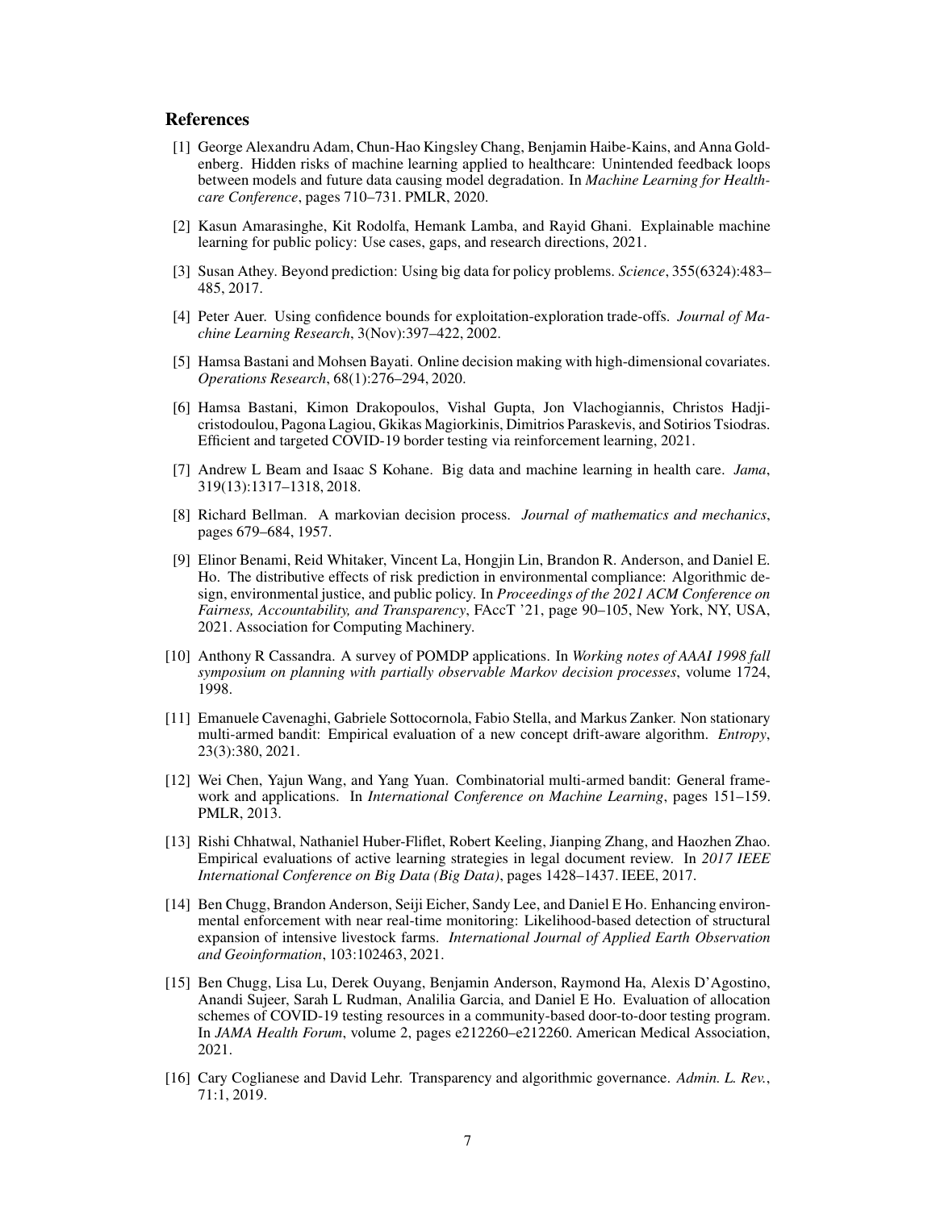## References

[1] George Alexandru Adam, Chun-Hao Kingsley Chang, Benjamin Haibe-Kains, and Anna Goldenberg. Hidden risks of machine learning applied to healthcare: Unintended feedback loops between models and future data causing model degradation. In *Machine Learning for Healthcare Conference*, pages 710–731. PMLR, 2020.

[2] Kasun Amarasinghe, Kit Rodolfa, Hemank Lamba, and Rayid Ghani. Explainable machine learning for public policy: Use cases, gaps, and research directions, 2021.

[3] Susan Athey. Beyond prediction: Using big data for policy problems. *Science*, 355(6324):483–485, 2017.

[4] Peter Auer. Using confidence bounds for exploitation-exploration trade-offs. *Journal of Machine Learning Research*, 3(Nov):397–422, 2002.

[5] Hamsa Bastani and Mohsen Bayati. Online decision making with high-dimensional covariates. *Operations Research*, 68(1):276–294, 2020.

[6] Hamsa Bastani, Kimon Drakopoulos, Vishal Gupta, Jon Vlachogiannis, Christos Hadjicristodoulou, Pagona Lagiou, Gkikas Magiorkinis, Dimitrios Paraskevis, and Sotirios Tsiodras. Efficient and targeted COVID-19 border testing via reinforcement learning, 2021.

[7] Andrew L Beam and Isaac S Kohane. Big data and machine learning in health care. *Jama*, 319(13):1317–1318, 2018.

[8] Richard Bellman. A markovian decision process. *Journal of mathematics and mechanics*, pages 679–684, 1957.

[9] Elinor Benami, Reid Whitaker, Vincent La, Hongjin Lin, Brandon R. Anderson, and Daniel E. Ho. The distributive effects of risk prediction in environmental compliance: Algorithmic design, environmental justice, and public policy. In *Proceedings of the 2021 ACM Conference on Fairness, Accountability, and Transparency*, FAccT '21, page 90–105, New York, NY, USA, 2021. Association for Computing Machinery.

[10] Anthony R Cassandra. A survey of POMDP applications. In *Working notes of AAAI 1998 fall symposium on planning with partially observable Markov decision processes*, volume 1724, 1998.

[11] Emanuele Cavenaghi, Gabriele Sottocornola, Fabio Stella, and Markus Zanker. Non stationary multi-armed bandit: Empirical evaluation of a new concept drift-aware algorithm. *Entropy*, 23(3):380, 2021.

[12] Wei Chen, Yajun Wang, and Yang Yuan. Combinatorial multi-armed bandit: General framework and applications. In *International Conference on Machine Learning*, pages 151–159. PMLR, 2013.

[13] Rishi Chhatwal, Nathaniel Huber-Fliflet, Robert Keeling, Jianping Zhang, and Haozhen Zhao. Empirical evaluations of active learning strategies in legal document review. In *2017 IEEE International Conference on Big Data (Big Data)*, pages 1428–1437. IEEE, 2017.

[14] Ben Chugg, Brandon Anderson, Seiji Eicher, Sandy Lee, and Daniel E Ho. Enhancing environmental enforcement with near real-time monitoring: Likelihood-based detection of structural expansion of intensive livestock farms. *International Journal of Applied Earth Observation and Geoinformation*, 103:102463, 2021.

[15] Ben Chugg, Lisa Lu, Derek Ouyang, Benjamin Anderson, Raymond Ha, Alexis D'Agostino, Anandi Sujeer, Sarah L Rudman, Analilia Garcia, and Daniel E Ho. Evaluation of allocation schemes of COVID-19 testing resources in a community-based door-to-door testing program. In *JAMA Health Forum*, volume 2, pages e212260–e212260. American Medical Association, 2021.

[16] Cary Coglianese and David Lehr. Transparency and algorithmic governance. *Admin. L. Rev.*, 71:1, 2019.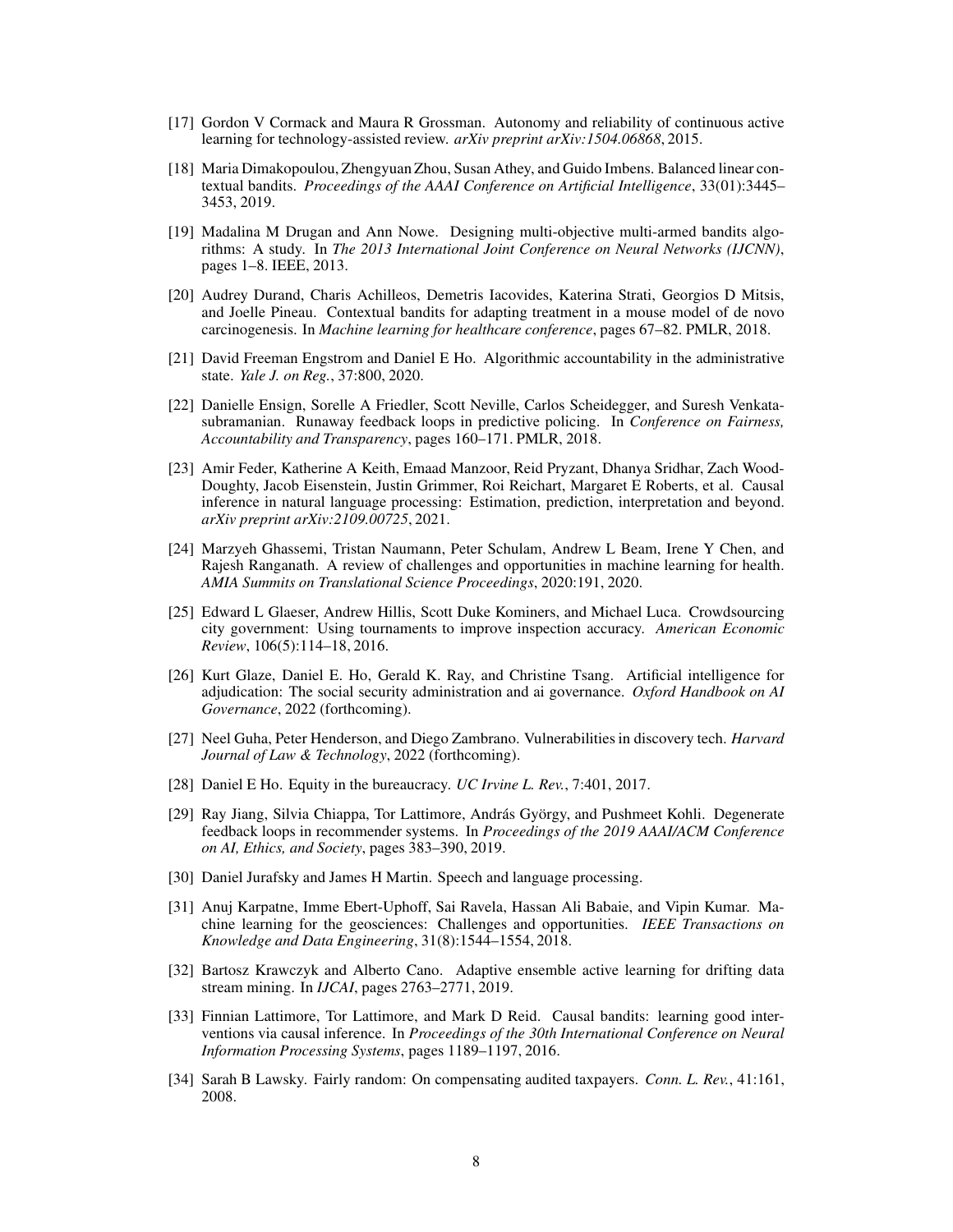[17] Gordon V Cormack and Maura R Grossman. Autonomy and reliability of continuous active learning for technology-assisted review. *arXiv preprint arXiv:1504.06868*, 2015.

[18] Maria Dimakopoulou, Zhengyuan Zhou, Susan Athey, and Guido Imbens. Balanced linear contextual bandits. *Proceedings of the AAAI Conference on Artificial Intelligence*, 33(01):3445–3453, 2019.

[19] Madalina M Drugan and Ann Nowe. Designing multi-objective multi-armed bandits algorithms: A study. In *The 2013 International Joint Conference on Neural Networks (IJCNN)*, pages 1–8. IEEE, 2013.

[20] Audrey Durand, Charis Achilleos, Demetris Iacovides, Katerina Strati, Georgios D Mitsis, and Joelle Pineau. Contextual bandits for adapting treatment in a mouse model of de novo carcinogenesis. In *Machine learning for healthcare conference*, pages 67–82. PMLR, 2018.

[21] David Freeman Engstrom and Daniel E Ho. Algorithmic accountability in the administrative state. *Yale J. on Reg.*, 37:800, 2020.

[22] Danielle Ensign, Sorelle A Friedler, Scott Neville, Carlos Scheidegger, and Suresh Venkatasubramanian. Runaway feedback loops in predictive policing. In *Conference on Fairness, Accountability and Transparency*, pages 160–171. PMLR, 2018.

[23] Amir Feder, Katherine A Keith, Emaad Manzoor, Reid Pryzant, Dhanya Sridhar, Zach Wood-Doughty, Jacob Eisenstein, Justin Grimmer, Roi Reichart, Margaret E Roberts, et al. Causal inference in natural language processing: Estimation, prediction, interpretation and beyond. *arXiv preprint arXiv:2109.00725*, 2021.

[24] Marzyeh Ghassemi, Tristan Naumann, Peter Schulam, Andrew L Beam, Irene Y Chen, and Rajesh Ranganath. A review of challenges and opportunities in machine learning for health. *AMIA Summits on Translational Science Proceedings*, 2020:191, 2020.

[25] Edward L Glaeser, Andrew Hillis, Scott Duke Kominers, and Michael Luca. Crowdsourcing city government: Using tournaments to improve inspection accuracy. *American Economic Review*, 106(5):114–18, 2016.

[26] Kurt Glaze, Daniel E. Ho, Gerald K. Ray, and Christine Tsang. Artificial intelligence for adjudication: The social security administration and ai governance. *Oxford Handbook on AI Governance*, 2022 (forthcoming).

[27] Neel Guha, Peter Henderson, and Diego Zambrano. Vulnerabilities in discovery tech. *Harvard Journal of Law & Technology*, 2022 (forthcoming).

[28] Daniel E Ho. Equity in the bureaucracy. *UC Irvine L. Rev.*, 7:401, 2017.

[29] Ray Jiang, Silvia Chiappa, Tor Lattimore, András György, and Pushmeet Kohli. Degenerate feedback loops in recommender systems. In *Proceedings of the 2019 AAAI/ACM Conference on AI, Ethics, and Society*, pages 383–390, 2019.

[30] Daniel Jurafsky and James H Martin. Speech and language processing.

[31] Anuj Karpatne, Imme Ebert-Uphoff, Sai Ravela, Hassan Ali Babaie, and Vipin Kumar. Machine learning for the geosciences: Challenges and opportunities. *IEEE Transactions on Knowledge and Data Engineering*, 31(8):1544–1554, 2018.

[32] Bartosz Krawczyk and Alberto Cano. Adaptive ensemble active learning for drifting data stream mining. In *IJCAI*, pages 2763–2771, 2019.

[33] Finnian Lattimore, Tor Lattimore, and Mark D Reid. Causal bandits: learning good interventions via causal inference. In *Proceedings of the 30th International Conference on Neural Information Processing Systems*, pages 1189–1197, 2016.

[34] Sarah B Lawsky. Fairly random: On compensating audited taxpayers. *Conn. L. Rev.*, 41:161, 2008.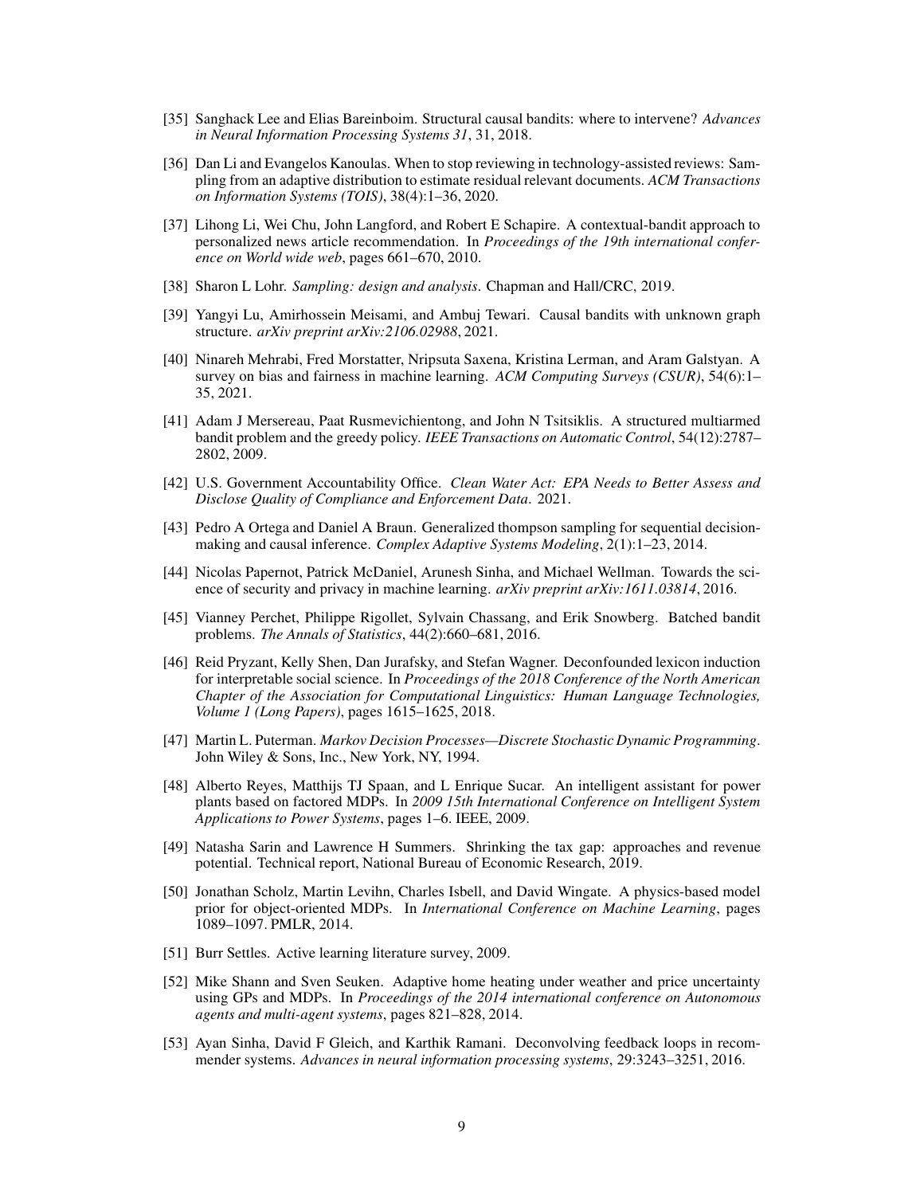[35] Sanghack Lee and Elias Bareinboim. Structural causal bandits: where to intervene? *Advances in Neural Information Processing Systems 31*, 31, 2018.

[36] Dan Li and Evangelos Kanoulas. When to stop reviewing in technology-assisted reviews: Sampling from an adaptive distribution to estimate residual relevant documents. *ACM Transactions on Information Systems (TOIS)*, 38(4):1–36, 2020.

[37] Lihong Li, Wei Chu, John Langford, and Robert E Schapire. A contextual-bandit approach to personalized news article recommendation. In *Proceedings of the 19th international conference on World wide web*, pages 661–670, 2010.

[38] Sharon L Lohr. *Sampling: design and analysis*. Chapman and Hall/CRC, 2019.

[39] Yangyi Lu, Amirhossein Meisami, and Ambuj Tewari. Causal bandits with unknown graph structure. *arXiv preprint arXiv:2106.02988*, 2021.

[40] Ninareh Mehrabi, Fred Morstatter, Nripsuta Saxena, Kristina Lerman, and Aram Galstyan. A survey on bias and fairness in machine learning. *ACM Computing Surveys (CSUR)*, 54(6):1–35, 2021.

[41] Adam J Mersereau, Paat Rusmevichientong, and John N Tsitsiklis. A structured multiarmed bandit problem and the greedy policy. *IEEE Transactions on Automatic Control*, 54(12):2787–2802, 2009.

[42] U.S. Government Accountability Office. *Clean Water Act: EPA Needs to Better Assess and Disclose Quality of Compliance and Enforcement Data*. 2021.

[43] Pedro A Ortega and Daniel A Braun. Generalized thompson sampling for sequential decision-making and causal inference. *Complex Adaptive Systems Modeling*, 2(1):1–23, 2014.

[44] Nicolas Papernot, Patrick McDaniel, Arunesh Sinha, and Michael Wellman. Towards the science of security and privacy in machine learning. *arXiv preprint arXiv:1611.03814*, 2016.

[45] Vianney Perchet, Philippe Rigollet, Sylvain Chassang, and Erik Snowberg. Batched bandit problems. *The Annals of Statistics*, 44(2):660–681, 2016.

[46] Reid Pryzant, Kelly Shen, Dan Jurafsky, and Stefan Wagner. Deconfounded lexicon induction for interpretable social science. In *Proceedings of the 2018 Conference of the North American Chapter of the Association for Computational Linguistics: Human Language Technologies, Volume 1 (Long Papers)*, pages 1615–1625, 2018.

[47] Martin L. Puterman. *Markov Decision Processes—Discrete Stochastic Dynamic Programming*. John Wiley & Sons, Inc., New York, NY, 1994.

[48] Alberto Reyes, Matthijs TJ Spaan, and L Enrique Sucar. An intelligent assistant for power plants based on factored MDPs. In *2009 15th International Conference on Intelligent System Applications to Power Systems*, pages 1–6. IEEE, 2009.

[49] Natasha Sarin and Lawrence H Summers. Shrinking the tax gap: approaches and revenue potential. Technical report, National Bureau of Economic Research, 2019.

[50] Jonathan Scholz, Martin Levihn, Charles Isbell, and David Wingate. A physics-based model prior for object-oriented MDPs. In *International Conference on Machine Learning*, pages 1089–1097. PMLR, 2014.

[51] Burr Settles. Active learning literature survey, 2009.

[52] Mike Shann and Sven Seuken. Adaptive home heating under weather and price uncertainty using GPs and MDPs. In *Proceedings of the 2014 international conference on Autonomous agents and multi-agent systems*, pages 821–828, 2014.

[53] Ayan Sinha, David F Gleich, and Karthik Ramani. Deconvolving feedback loops in recommender systems. *Advances in neural information processing systems*, 29:3243–3251, 2016.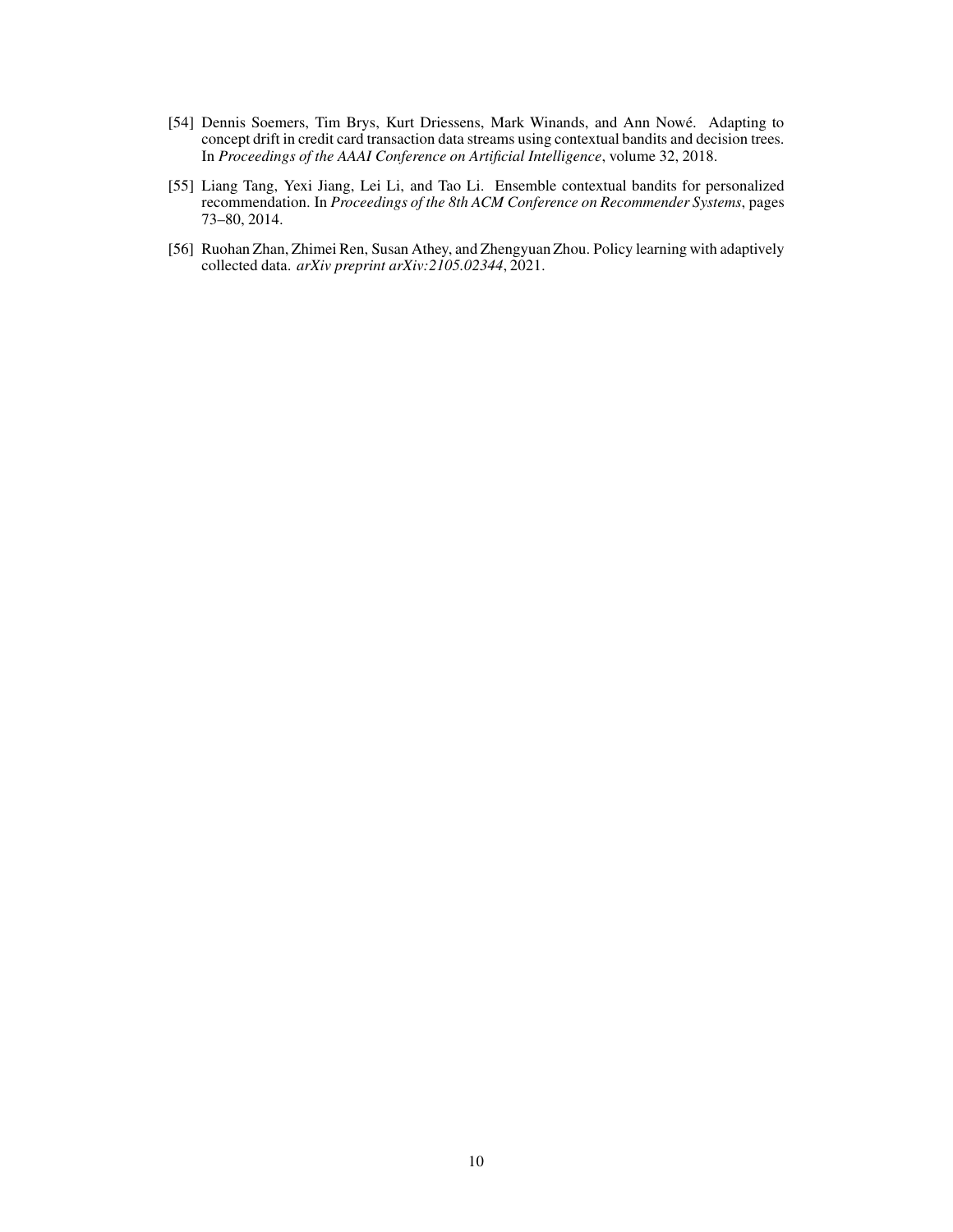[54] Dennis Soemers, Tim Brys, Kurt Driessens, Mark Winands, and Ann Nowé. Adapting to concept drift in credit card transaction data streams using contextual bandits and decision trees. In *Proceedings of the AAAI Conference on Artificial Intelligence*, volume 32, 2018.

[55] Liang Tang, Yexi Jiang, Lei Li, and Tao Li. Ensemble contextual bandits for personalized recommendation. In *Proceedings of the 8th ACM Conference on Recommender Systems*, pages 73–80, 2014.

[56] Ruohan Zhan, Zhimei Ren, Susan Athey, and Zhengyuan Zhou. Policy learning with adaptively collected data. *arXiv preprint arXiv:2105.02344*, 2021.